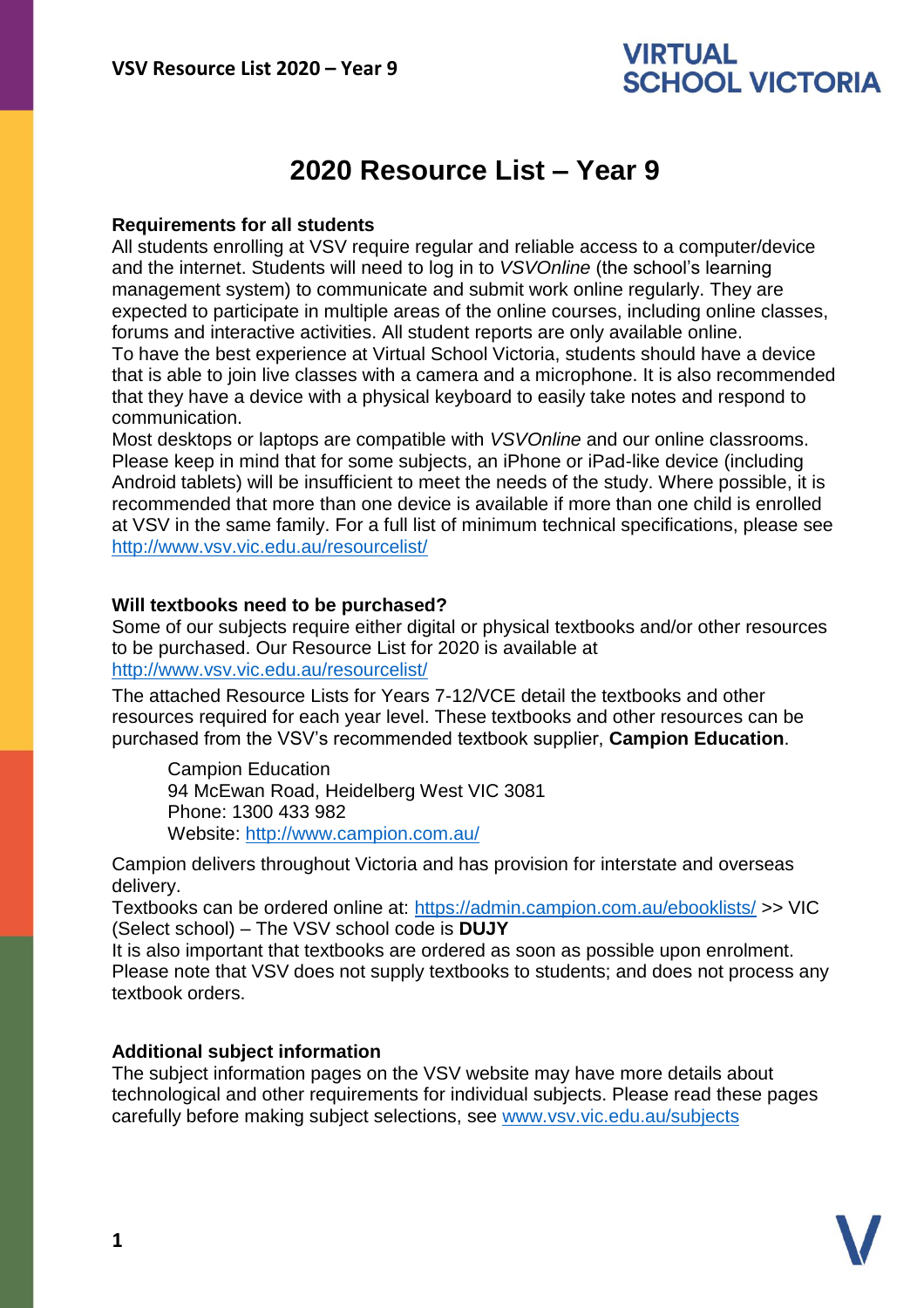# 2020 Resource List – Year 9

### Requirements for all students

All students enrolling at VSV require regular and reliable access to a computer/device and the internet. Students will need to log in to *VSVOnline* (the school's learning management system) to communicate and submit work online regularly. They are expected to participate in multiple areas of the online courses, including online classes, forums and interactive activities. All student reports are only available online.

To have the best experience at Virtual School Victoria, students should have a device that is able to join live classes with a camera and a microphone. It is also recommended that they have a device with a physical keyboard to easily take notes and respond to communication.

Most desktops or laptops are compatible with *VSVOnline* and our online classrooms. Please keep in mind that for some subjects, an iPhone or iPad-like device (including Android tablets) will be insufficient to meet the needs of the study. Where possible, it is recommended that more than one device is available if more than one child is enrolled at VSV in the same family. For a full list of minimum technical specifications, please see http://www.vsv.vic.edu.au/resourcelist/

### Will textbooks need to be purchased?

Some of our subjects require either digital or physical textbooks and/or other resources to be purchased. Our Resource List for 2020 is available at http://www.vsv.vic.edu.au/resourcelist/

The attached Resource Lists for Years 7-12/VCE detail the textbooks and other resources required for each year level. These textbooks and other resources can be purchased from the VSV's recommended textbook supplier, **Campion Education**.

> Campion Education
> 94 McEwan Road, Heidelberg West VIC 3081
> Phone: 1300 433 982
> Website: http://www.campion.com.au/

Campion delivers throughout Victoria and has provision for interstate and overseas delivery.

Textbooks can be ordered online at: https://admin.campion.com.au/ebooklists/ >> VIC (Select school) – The VSV school code is **DUJY**

It is also important that textbooks are ordered as soon as possible upon enrolment. Please note that VSV does not supply textbooks to students; and does not process any textbook orders.

### Additional subject information

The subject information pages on the VSV website may have more details about technological and other requirements for individual subjects. Please read these pages carefully before making subject selections, see www.vsv.vic.edu.au/subjects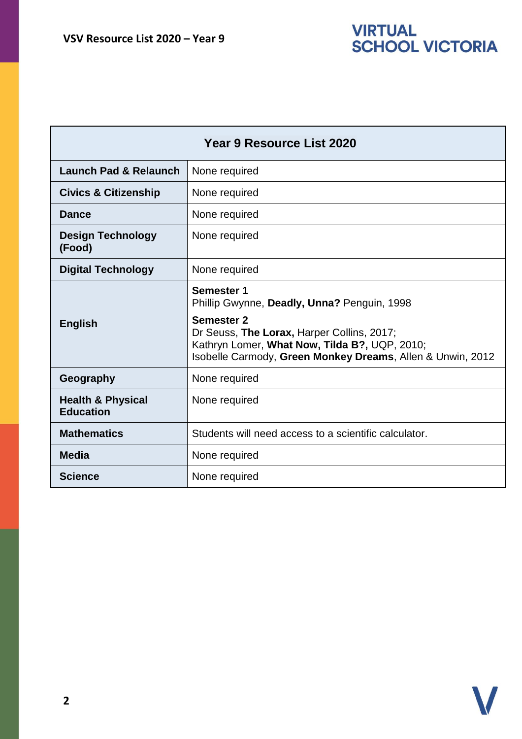| Year 9 Resource List 2020 | |
|---|---|
| **Launch Pad & Relaunch** | None required |
| **Civics & Citizenship** | None required |
| **Dance** | None required |
| **Design Technology (Food)** | None required |
| **Digital Technology** | None required |
| **English** | **Semester 1**<br>Phillip Gwynne, **Deadly, Unna?** Penguin, 1998<br>**Semester 2**<br>Dr Seuss, **The Lorax,** Harper Collins, 2017;<br>Kathryn Lomer, **What Now, Tilda B?,** UQP, 2010;<br>Isobelle Carmody, **Green Monkey Dreams**, Allen & Unwin, 2012 |
| **Geography** | None required |
| **Health & Physical Education** | None required |
| **Mathematics** | Students will need access to a scientific calculator. |
| **Media** | None required |
| **Science** | None required |